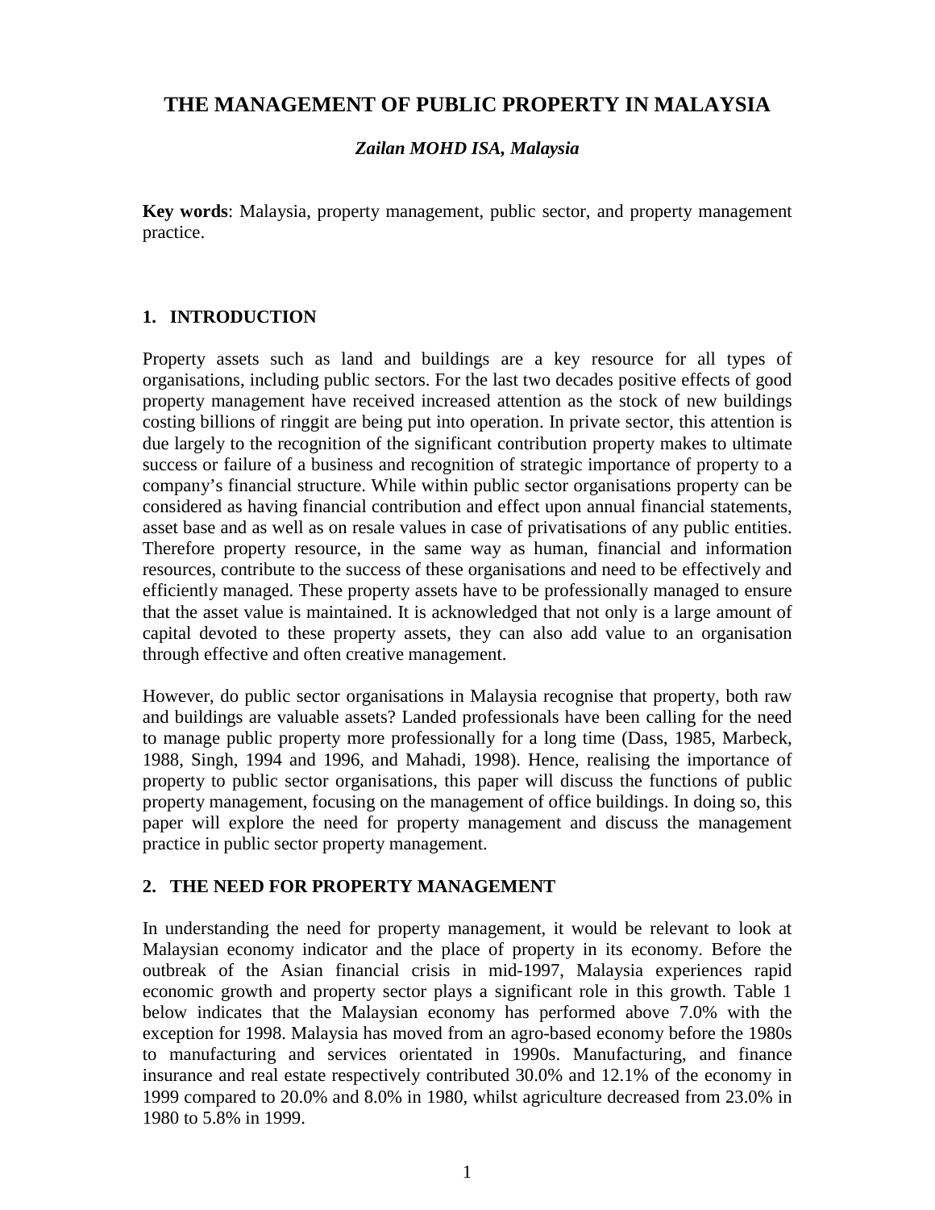# THE MANAGEMENT OF PUBLIC PROPERTY IN MALAYSIA

***Zailan MOHD ISA, Malaysia***

**Key words**: Malaysia, property management, public sector, and property management practice.

## 1. INTRODUCTION

Property assets such as land and buildings are a key resource for all types of organisations, including public sectors. For the last two decades positive effects of good property management have received increased attention as the stock of new buildings costing billions of ringgit are being put into operation. In private sector, this attention is due largely to the recognition of the significant contribution property makes to ultimate success or failure of a business and recognition of strategic importance of property to a company's financial structure. While within public sector organisations property can be considered as having financial contribution and effect upon annual financial statements, asset base and as well as on resale values in case of privatisations of any public entities. Therefore property resource, in the same way as human, financial and information resources, contribute to the success of these organisations and need to be effectively and efficiently managed. These property assets have to be professionally managed to ensure that the asset value is maintained. It is acknowledged that not only is a large amount of capital devoted to these property assets, they can also add value to an organisation through effective and often creative management.

However, do public sector organisations in Malaysia recognise that property, both raw and buildings are valuable assets? Landed professionals have been calling for the need to manage public property more professionally for a long time (Dass, 1985, Marbeck, 1988, Singh, 1994 and 1996, and Mahadi, 1998). Hence, realising the importance of property to public sector organisations, this paper will discuss the functions of public property management, focusing on the management of office buildings. In doing so, this paper will explore the need for property management and discuss the management practice in public sector property management.

## 2. THE NEED FOR PROPERTY MANAGEMENT

In understanding the need for property management, it would be relevant to look at Malaysian economy indicator and the place of property in its economy. Before the outbreak of the Asian financial crisis in mid-1997, Malaysia experiences rapid economic growth and property sector plays a significant role in this growth. Table 1 below indicates that the Malaysian economy has performed above 7.0% with the exception for 1998. Malaysia has moved from an agro-based economy before the 1980s to manufacturing and services orientated in 1990s. Manufacturing, and finance insurance and real estate respectively contributed 30.0% and 12.1% of the economy in 1999 compared to 20.0% and 8.0% in 1980, whilst agriculture decreased from 23.0% in 1980 to 5.8% in 1999.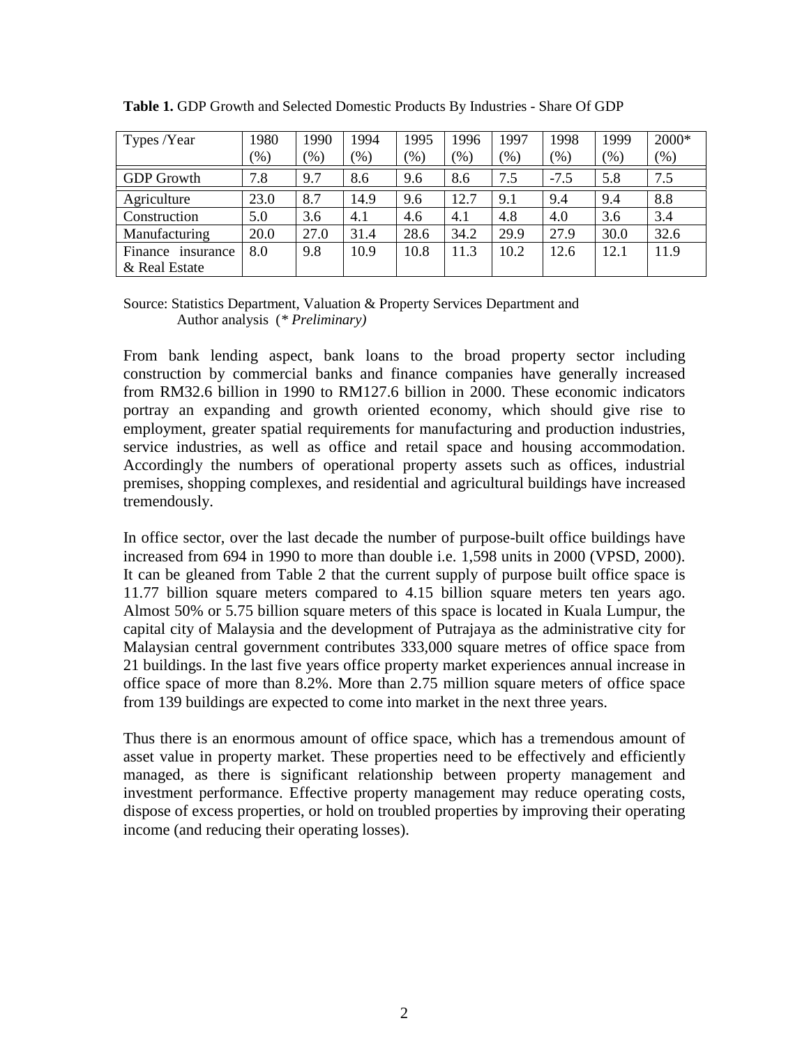**Table 1.** GDP Growth and Selected Domestic Products By Industries - Share Of GDP

| Types /Year | 1980 (%) | 1990 (%) | 1994 (%) | 1995 (%) | 1996 (%) | 1997 (%) | 1998 (%) | 1999 (%) | 2000* (%) |
|---|---|---|---|---|---|---|---|---|---|
| GDP Growth | 7.8 | 9.7 | 8.6 | 9.6 | 8.6 | 7.5 | -7.5 | 5.8 | 7.5 |
| Agriculture | 23.0 | 8.7 | 14.9 | 9.6 | 12.7 | 9.1 | 9.4 | 9.4 | 8.8 |
| Construction | 5.0 | 3.6 | 4.1 | 4.6 | 4.1 | 4.8 | 4.0 | 3.6 | 3.4 |
| Manufacturing | 20.0 | 27.0 | 31.4 | 28.6 | 34.2 | 29.9 | 27.9 | 30.0 | 32.6 |
| Finance insurance & Real Estate | 8.0 | 9.8 | 10.9 | 10.8 | 11.3 | 10.2 | 12.6 | 12.1 | 11.9 |

Source: Statistics Department, Valuation & Property Services Department and Author analysis (*\* Preliminary)*

From bank lending aspect, bank loans to the broad property sector including construction by commercial banks and finance companies have generally increased from RM32.6 billion in 1990 to RM127.6 billion in 2000. These economic indicators portray an expanding and growth oriented economy, which should give rise to employment, greater spatial requirements for manufacturing and production industries, service industries, as well as office and retail space and housing accommodation. Accordingly the numbers of operational property assets such as offices, industrial premises, shopping complexes, and residential and agricultural buildings have increased tremendously.

In office sector, over the last decade the number of purpose-built office buildings have increased from 694 in 1990 to more than double i.e. 1,598 units in 2000 (VPSD, 2000). It can be gleaned from Table 2 that the current supply of purpose built office space is 11.77 billion square meters compared to 4.15 billion square meters ten years ago. Almost 50% or 5.75 billion square meters of this space is located in Kuala Lumpur, the capital city of Malaysia and the development of Putrajaya as the administrative city for Malaysian central government contributes 333,000 square metres of office space from 21 buildings. In the last five years office property market experiences annual increase in office space of more than 8.2%. More than 2.75 million square meters of office space from 139 buildings are expected to come into market in the next three years.

Thus there is an enormous amount of office space, which has a tremendous amount of asset value in property market. These properties need to be effectively and efficiently managed, as there is significant relationship between property management and investment performance. Effective property management may reduce operating costs, dispose of excess properties, or hold on troubled properties by improving their operating income (and reducing their operating losses).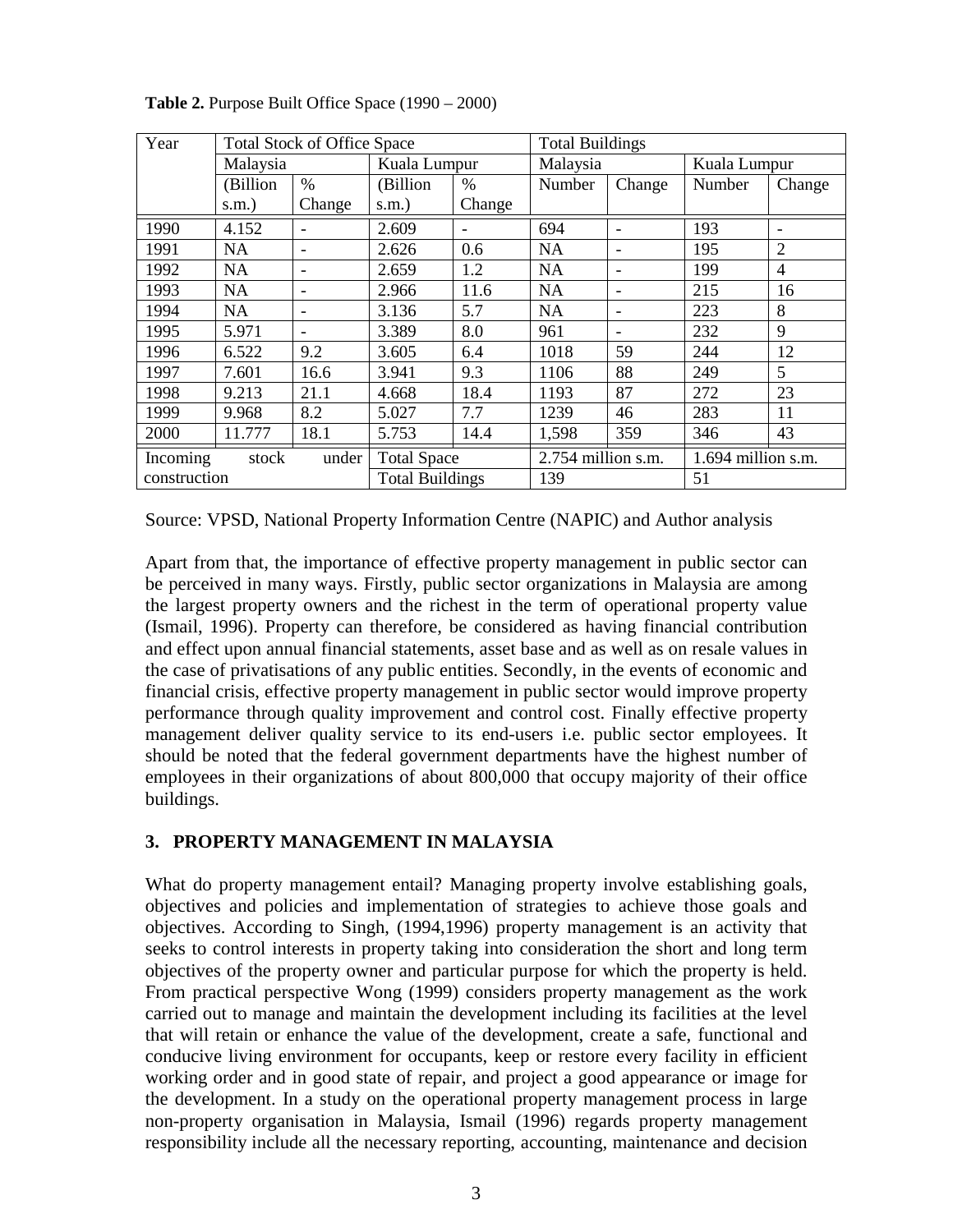**Table 2.** Purpose Built Office Space (1990 – 2000)

| Year | Total Stock of Office Space | | | | Total Buildings | | | |
|---|---|---|---|---|---|---|---|---|
| | Malaysia | | Kuala Lumpur | | Malaysia | | Kuala Lumpur | |
| | (Billion s.m.) | % Change | (Billion s.m.) | % Change | Number | Change | Number | Change |
| 1990 | 4.152 | - | 2.609 | - | 694 | - | 193 | - |
| 1991 | NA | - | 2.626 | 0.6 | NA | - | 195 | 2 |
| 1992 | NA | - | 2.659 | 1.2 | NA | - | 199 | 4 |
| 1993 | NA | - | 2.966 | 11.6 | NA | - | 215 | 16 |
| 1994 | NA | - | 3.136 | 5.7 | NA | - | 223 | 8 |
| 1995 | 5.971 | - | 3.389 | 8.0 | 961 | - | 232 | 9 |
| 1996 | 6.522 | 9.2 | 3.605 | 6.4 | 1018 | 59 | 244 | 12 |
| 1997 | 7.601 | 16.6 | 3.941 | 9.3 | 1106 | 88 | 249 | 5 |
| 1998 | 9.213 | 21.1 | 4.668 | 18.4 | 1193 | 87 | 272 | 23 |
| 1999 | 9.968 | 8.2 | 5.027 | 7.7 | 1239 | 46 | 283 | 11 |
| 2000 | 11.777 | 18.1 | 5.753 | 14.4 | 1,598 | 359 | 346 | 43 |
| Incoming stock under construction | | | Total Space | | 2.754 million s.m. | | 1.694 million s.m. | |
| | | | Total Buildings | | 139 | | 51 | |

Source: VPSD, National Property Information Centre (NAPIC) and Author analysis

Apart from that, the importance of effective property management in public sector can be perceived in many ways. Firstly, public sector organizations in Malaysia are among the largest property owners and the richest in the term of operational property value (Ismail, 1996). Property can therefore, be considered as having financial contribution and effect upon annual financial statements, asset base and as well as on resale values in the case of privatisations of any public entities. Secondly, in the events of economic and financial crisis, effective property management in public sector would improve property performance through quality improvement and control cost. Finally effective property management deliver quality service to its end-users i.e. public sector employees. It should be noted that the federal government departments have the highest number of employees in their organizations of about 800,000 that occupy majority of their office buildings.

## 3. PROPERTY MANAGEMENT IN MALAYSIA

What do property management entail? Managing property involve establishing goals, objectives and policies and implementation of strategies to achieve those goals and objectives. According to Singh, (1994,1996) property management is an activity that seeks to control interests in property taking into consideration the short and long term objectives of the property owner and particular purpose for which the property is held. From practical perspective Wong (1999) considers property management as the work carried out to manage and maintain the development including its facilities at the level that will retain or enhance the value of the development, create a safe, functional and conducive living environment for occupants, keep or restore every facility in efficient working order and in good state of repair, and project a good appearance or image for the development. In a study on the operational property management process in large non-property organisation in Malaysia, Ismail (1996) regards property management responsibility include all the necessary reporting, accounting, maintenance and decision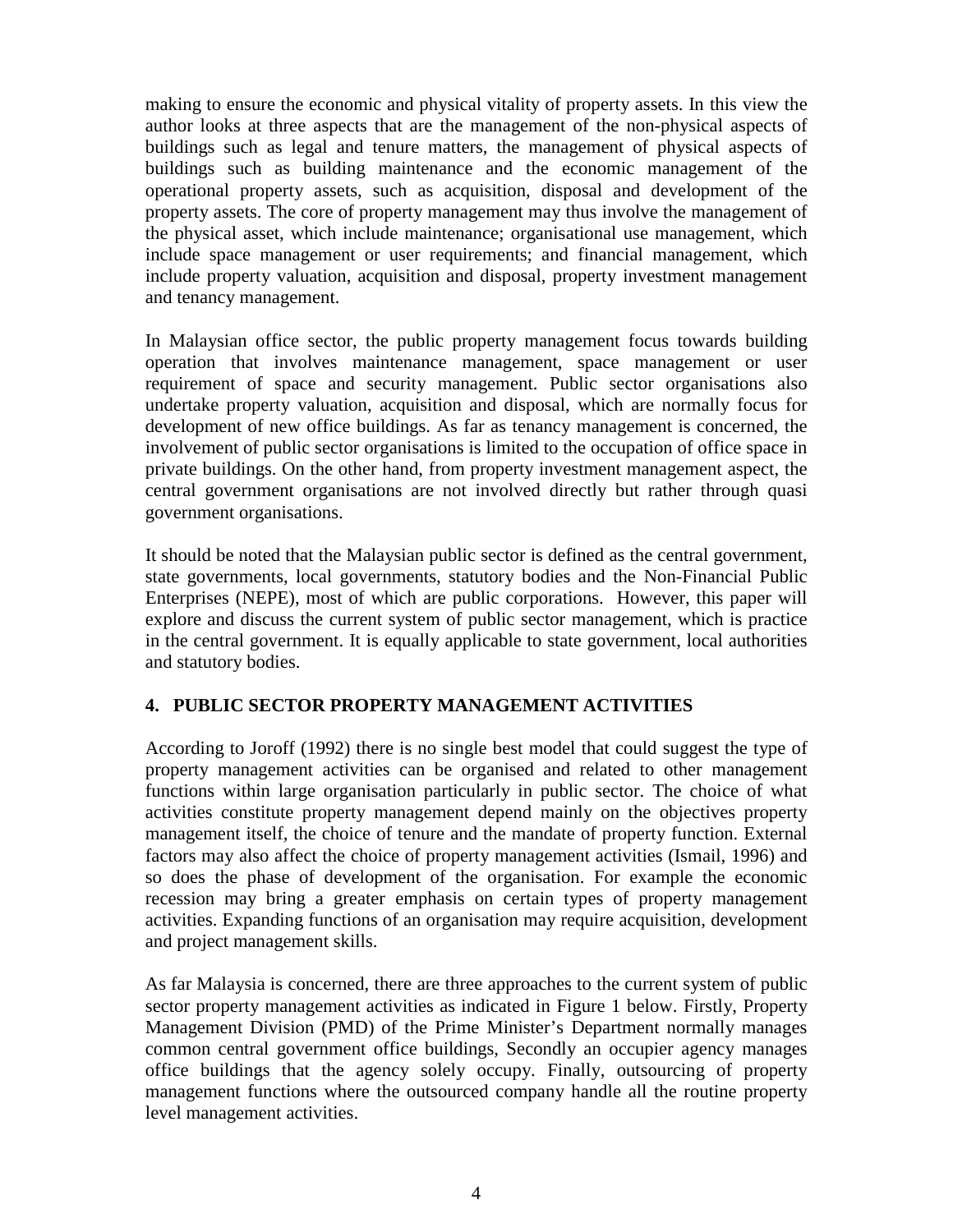making to ensure the economic and physical vitality of property assets. In this view the author looks at three aspects that are the management of the non-physical aspects of buildings such as legal and tenure matters, the management of physical aspects of buildings such as building maintenance and the economic management of the operational property assets, such as acquisition, disposal and development of the property assets. The core of property management may thus involve the management of the physical asset, which include maintenance; organisational use management, which include space management or user requirements; and financial management, which include property valuation, acquisition and disposal, property investment management and tenancy management.

In Malaysian office sector, the public property management focus towards building operation that involves maintenance management, space management or user requirement of space and security management. Public sector organisations also undertake property valuation, acquisition and disposal, which are normally focus for development of new office buildings. As far as tenancy management is concerned, the involvement of public sector organisations is limited to the occupation of office space in private buildings. On the other hand, from property investment management aspect, the central government organisations are not involved directly but rather through quasi government organisations.

It should be noted that the Malaysian public sector is defined as the central government, state governments, local governments, statutory bodies and the Non-Financial Public Enterprises (NEPE), most of which are public corporations. However, this paper will explore and discuss the current system of public sector management, which is practice in the central government. It is equally applicable to state government, local authorities and statutory bodies.

## 4. PUBLIC SECTOR PROPERTY MANAGEMENT ACTIVITIES

According to Joroff (1992) there is no single best model that could suggest the type of property management activities can be organised and related to other management functions within large organisation particularly in public sector. The choice of what activities constitute property management depend mainly on the objectives property management itself, the choice of tenure and the mandate of property function. External factors may also affect the choice of property management activities (Ismail, 1996) and so does the phase of development of the organisation. For example the economic recession may bring a greater emphasis on certain types of property management activities. Expanding functions of an organisation may require acquisition, development and project management skills.

As far Malaysia is concerned, there are three approaches to the current system of public sector property management activities as indicated in Figure 1 below. Firstly, Property Management Division (PMD) of the Prime Minister's Department normally manages common central government office buildings, Secondly an occupier agency manages office buildings that the agency solely occupy. Finally, outsourcing of property management functions where the outsourced company handle all the routine property level management activities.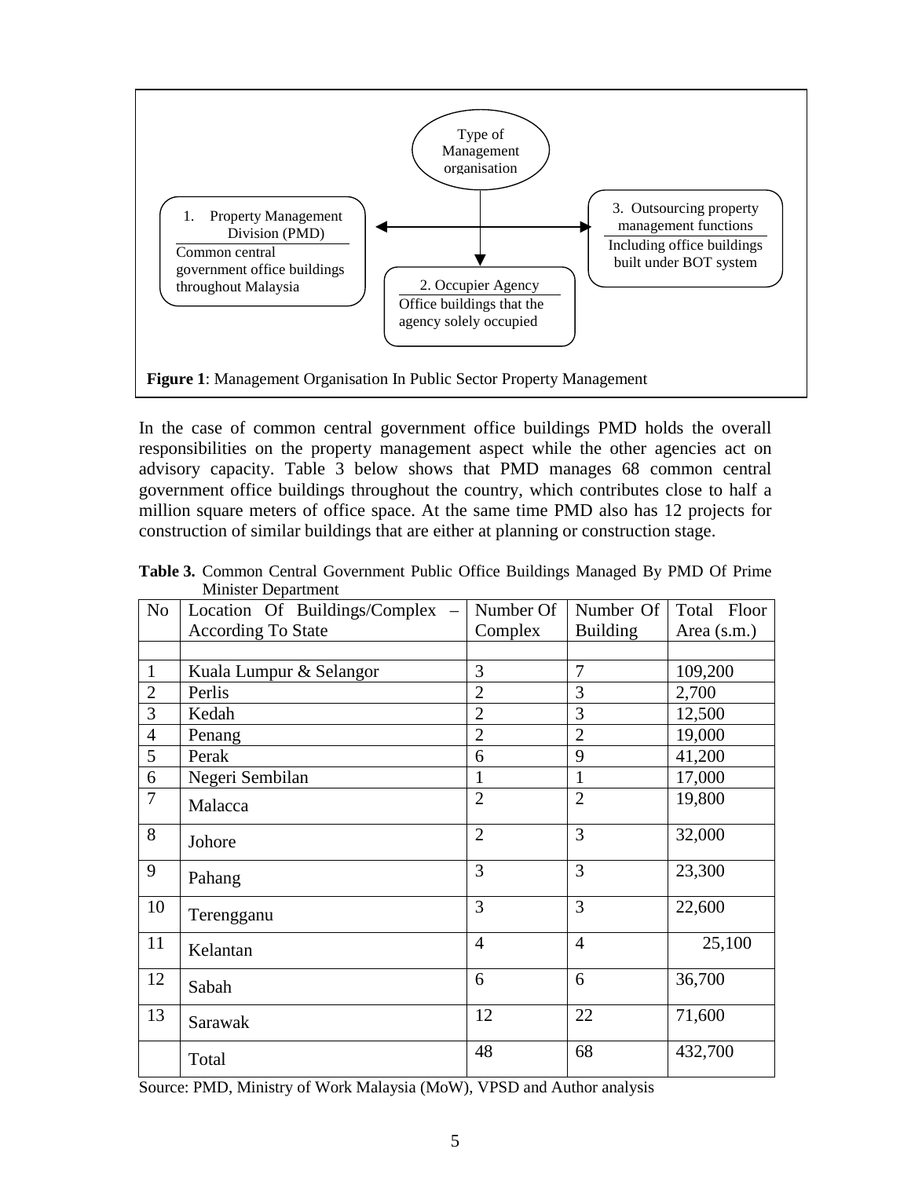Type of Management organisation

1. Property Management Division (PMD)
Common central government office buildings throughout Malaysia

2. Occupier Agency
Office buildings that the agency solely occupied

3. Outsourcing property management functions
Including office buildings built under BOT system

**Figure 1**: Management Organisation In Public Sector Property Management

In the case of common central government office buildings PMD holds the overall responsibilities on the property management aspect while the other agencies act on advisory capacity. Table 3 below shows that PMD manages 68 common central government office buildings throughout the country, which contributes close to half a million square meters of office space. At the same time PMD also has 12 projects for construction of similar buildings that are either at planning or construction stage.

**Table 3.** Common Central Government Public Office Buildings Managed By PMD Of Prime Minister Department

| No | Location Of Buildings/Complex – According To State | Number Of Complex | Number Of Building | Total Floor Area (s.m.) |
|---|---|---|---|---|
| | | | | |
| 1 | Kuala Lumpur & Selangor | 3 | 7 | 109,200 |
| 2 | Perlis | 2 | 3 | 2,700 |
| 3 | Kedah | 2 | 3 | 12,500 |
| 4 | Penang | 2 | 2 | 19,000 |
| 5 | Perak | 6 | 9 | 41,200 |
| 6 | Negeri Sembilan | 1 | 1 | 17,000 |
| 7 | Malacca | 2 | 2 | 19,800 |
| 8 | Johore | 2 | 3 | 32,000 |
| 9 | Pahang | 3 | 3 | 23,300 |
| 10 | Terengganu | 3 | 3 | 22,600 |
| 11 | Kelantan | 4 | 4 | 25,100 |
| 12 | Sabah | 6 | 6 | 36,700 |
| 13 | Sarawak | 12 | 22 | 71,600 |
| | Total | 48 | 68 | 432,700 |

Source: PMD, Ministry of Work Malaysia (MoW), VPSD and Author analysis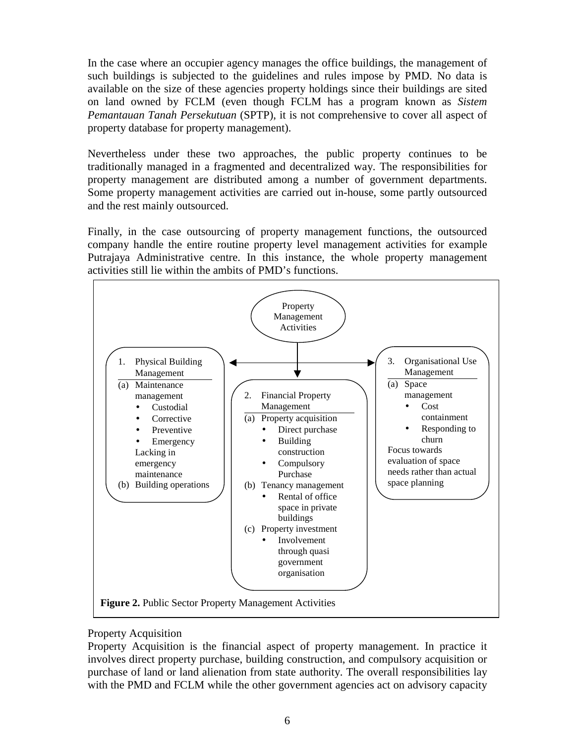In the case where an occupier agency manages the office buildings, the management of such buildings is subjected to the guidelines and rules impose by PMD. No data is available on the size of these agencies property holdings since their buildings are sited on land owned by FCLM (even though FCLM has a program known as *Sistem Pemantauan Tanah Persekutuan* (SPTP), it is not comprehensive to cover all aspect of property database for property management).

Nevertheless under these two approaches, the public property continues to be traditionally managed in a fragmented and decentralized way. The responsibilities for property management are distributed among a number of government departments. Some property management activities are carried out in-house, some partly outsourced and the rest mainly outsourced.

Finally, in the case outsourcing of property management functions, the outsourced company handle the entire routine property level management activities for example Putrajaya Administrative centre. In this instance, the whole property management activities still lie within the ambits of PMD's functions.

Property Management Activities

1. Physical Building Management
   - (a) Maintenance management
     - Custodial
     - Corrective
     - Preventive
     - Emergency

     Lacking in emergency maintenance
   - (b) Building operations

2. Financial Property Management
   - (a) Property acquisition
     - Direct purchase
     - Building construction
     - Compulsory Purchase
   - (b) Tenancy management
     - Rental of office space in private buildings
   - (c) Property investment
     - Involvement through quasi government organisation

3. Organisational Use Management
   - (a) Space management
     - Cost containment
     - Responding to churn

   Focus towards evaluation of space needs rather than actual space planning

**Figure 2.** Public Sector Property Management Activities

Property Acquisition

Property Acquisition is the financial aspect of property management. In practice it involves direct property purchase, building construction, and compulsory acquisition or purchase of land or land alienation from state authority. The overall responsibilities lay with the PMD and FCLM while the other government agencies act on advisory capacity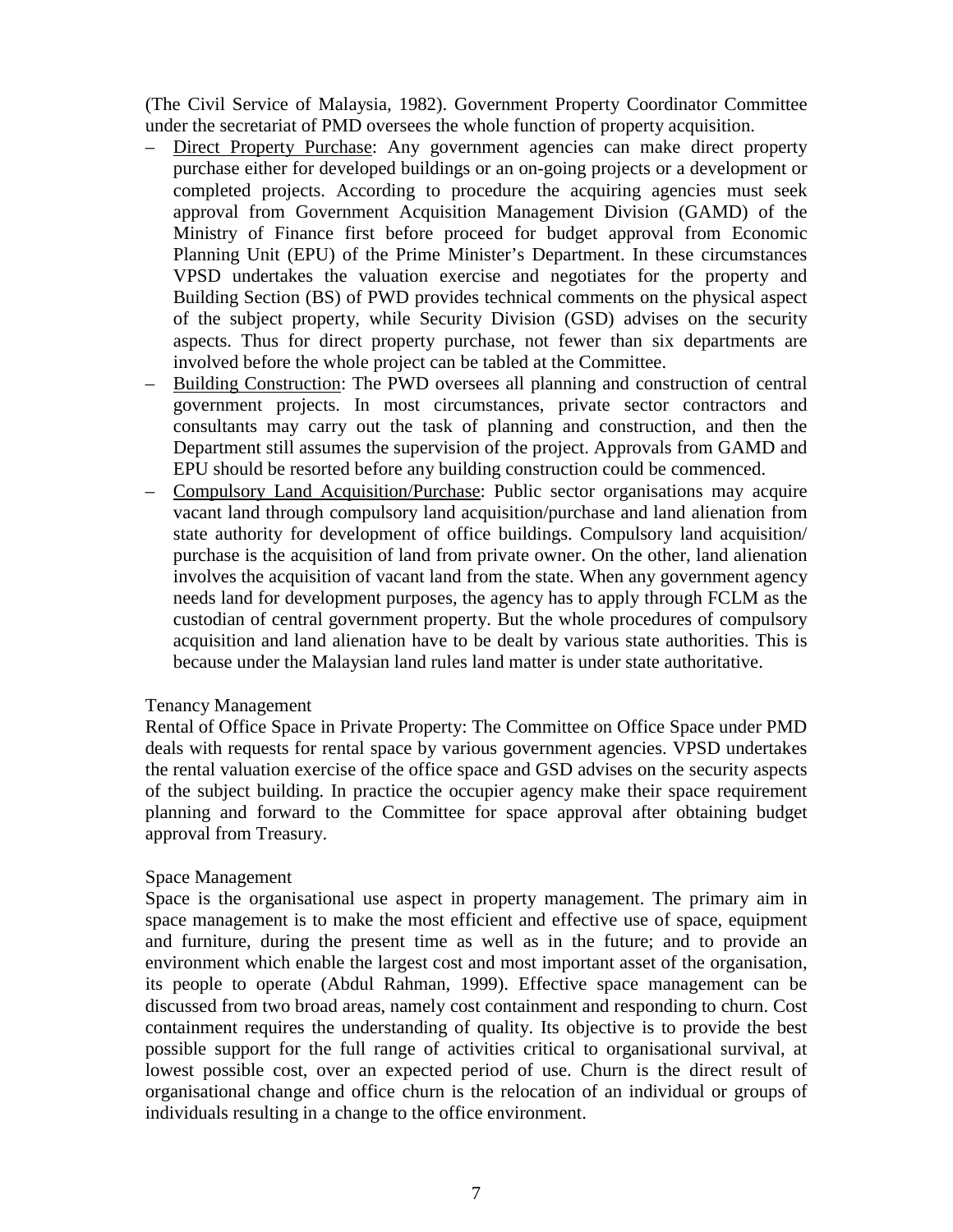(The Civil Service of Malaysia, 1982). Government Property Coordinator Committee under the secretariat of PMD oversees the whole function of property acquisition.

- Direct Property Purchase: Any government agencies can make direct property purchase either for developed buildings or an on-going projects or a development or completed projects. According to procedure the acquiring agencies must seek approval from Government Acquisition Management Division (GAMD) of the Ministry of Finance first before proceed for budget approval from Economic Planning Unit (EPU) of the Prime Minister's Department. In these circumstances VPSD undertakes the valuation exercise and negotiates for the property and Building Section (BS) of PWD provides technical comments on the physical aspect of the subject property, while Security Division (GSD) advises on the security aspects. Thus for direct property purchase, not fewer than six departments are involved before the whole project can be tabled at the Committee.
- Building Construction: The PWD oversees all planning and construction of central government projects. In most circumstances, private sector contractors and consultants may carry out the task of planning and construction, and then the Department still assumes the supervision of the project. Approvals from GAMD and EPU should be resorted before any building construction could be commenced.
- Compulsory Land Acquisition/Purchase: Public sector organisations may acquire vacant land through compulsory land acquisition/purchase and land alienation from state authority for development of office buildings. Compulsory land acquisition/ purchase is the acquisition of land from private owner. On the other, land alienation involves the acquisition of vacant land from the state. When any government agency needs land for development purposes, the agency has to apply through FCLM as the custodian of central government property. But the whole procedures of compulsory acquisition and land alienation have to be dealt by various state authorities. This is because under the Malaysian land rules land matter is under state authoritative.

Tenancy Management

Rental of Office Space in Private Property: The Committee on Office Space under PMD deals with requests for rental space by various government agencies. VPSD undertakes the rental valuation exercise of the office space and GSD advises on the security aspects of the subject building. In practice the occupier agency make their space requirement planning and forward to the Committee for space approval after obtaining budget approval from Treasury.

Space Management

Space is the organisational use aspect in property management. The primary aim in space management is to make the most efficient and effective use of space, equipment and furniture, during the present time as well as in the future; and to provide an environment which enable the largest cost and most important asset of the organisation, its people to operate (Abdul Rahman, 1999). Effective space management can be discussed from two broad areas, namely cost containment and responding to churn. Cost containment requires the understanding of quality. Its objective is to provide the best possible support for the full range of activities critical to organisational survival, at lowest possible cost, over an expected period of use. Churn is the direct result of organisational change and office churn is the relocation of an individual or groups of individuals resulting in a change to the office environment.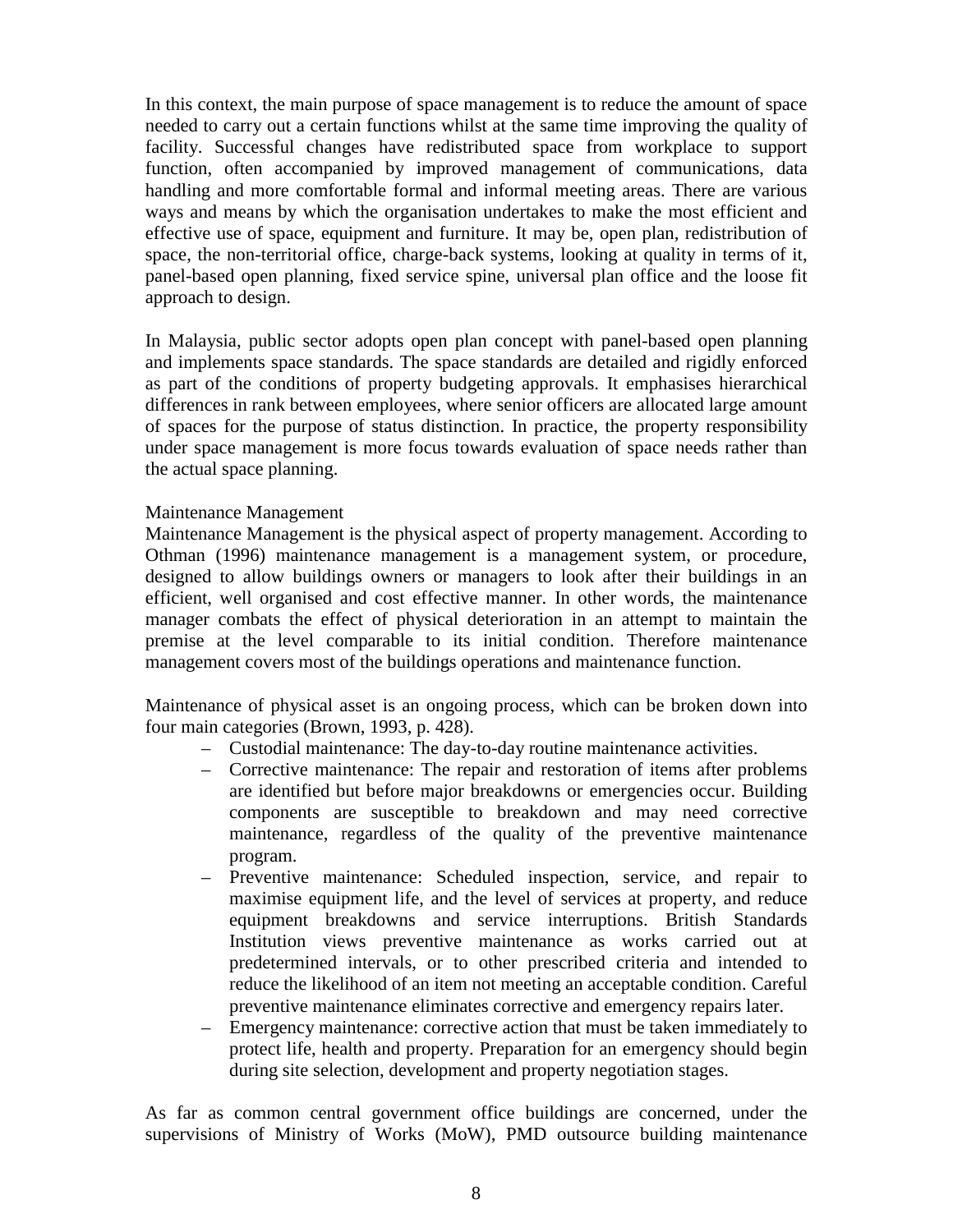In this context, the main purpose of space management is to reduce the amount of space needed to carry out a certain functions whilst at the same time improving the quality of facility. Successful changes have redistributed space from workplace to support function, often accompanied by improved management of communications, data handling and more comfortable formal and informal meeting areas. There are various ways and means by which the organisation undertakes to make the most efficient and effective use of space, equipment and furniture. It may be, open plan, redistribution of space, the non-territorial office, charge-back systems, looking at quality in terms of it, panel-based open planning, fixed service spine, universal plan office and the loose fit approach to design.

In Malaysia, public sector adopts open plan concept with panel-based open planning and implements space standards. The space standards are detailed and rigidly enforced as part of the conditions of property budgeting approvals. It emphasises hierarchical differences in rank between employees, where senior officers are allocated large amount of spaces for the purpose of status distinction. In practice, the property responsibility under space management is more focus towards evaluation of space needs rather than the actual space planning.

### Maintenance Management

Maintenance Management is the physical aspect of property management. According to Othman (1996) maintenance management is a management system, or procedure, designed to allow buildings owners or managers to look after their buildings in an efficient, well organised and cost effective manner. In other words, the maintenance manager combats the effect of physical deterioration in an attempt to maintain the premise at the level comparable to its initial condition. Therefore maintenance management covers most of the buildings operations and maintenance function.

Maintenance of physical asset is an ongoing process, which can be broken down into four main categories (Brown, 1993, p. 428).

- Custodial maintenance: The day-to-day routine maintenance activities.
- Corrective maintenance: The repair and restoration of items after problems are identified but before major breakdowns or emergencies occur. Building components are susceptible to breakdown and may need corrective maintenance, regardless of the quality of the preventive maintenance program.
- Preventive maintenance: Scheduled inspection, service, and repair to maximise equipment life, and the level of services at property, and reduce equipment breakdowns and service interruptions. British Standards Institution views preventive maintenance as works carried out at predetermined intervals, or to other prescribed criteria and intended to reduce the likelihood of an item not meeting an acceptable condition. Careful preventive maintenance eliminates corrective and emergency repairs later.
- Emergency maintenance: corrective action that must be taken immediately to protect life, health and property. Preparation for an emergency should begin during site selection, development and property negotiation stages.

As far as common central government office buildings are concerned, under the supervisions of Ministry of Works (MoW), PMD outsource building maintenance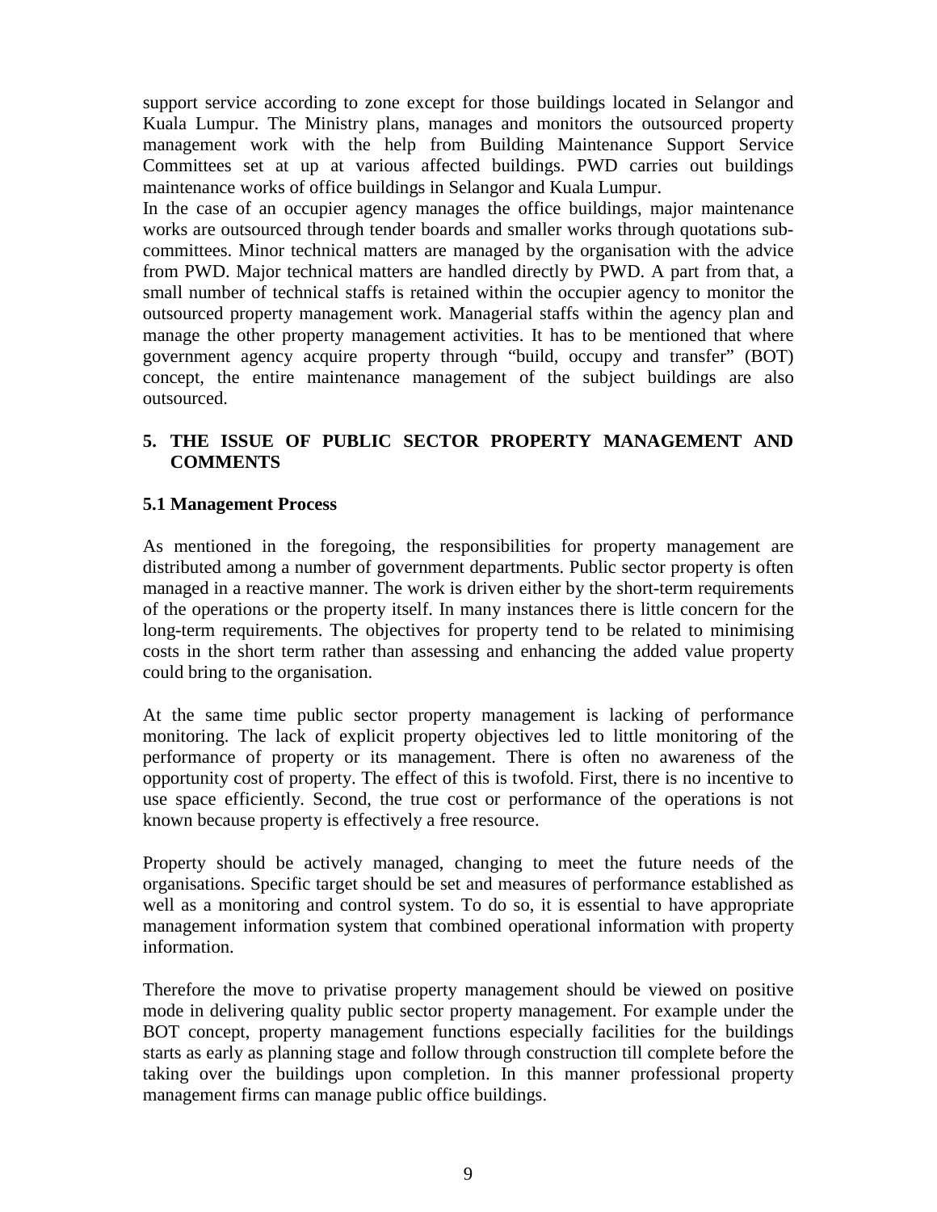support service according to zone except for those buildings located in Selangor and Kuala Lumpur. The Ministry plans, manages and monitors the outsourced property management work with the help from Building Maintenance Support Service Committees set at up at various affected buildings. PWD carries out buildings maintenance works of office buildings in Selangor and Kuala Lumpur.

In the case of an occupier agency manages the office buildings, major maintenance works are outsourced through tender boards and smaller works through quotations sub-committees. Minor technical matters are managed by the organisation with the advice from PWD. Major technical matters are handled directly by PWD. A part from that, a small number of technical staffs is retained within the occupier agency to monitor the outsourced property management work. Managerial staffs within the agency plan and manage the other property management activities. It has to be mentioned that where government agency acquire property through "build, occupy and transfer" (BOT) concept, the entire maintenance management of the subject buildings are also outsourced.

## 5. THE ISSUE OF PUBLIC SECTOR PROPERTY MANAGEMENT AND COMMENTS

### 5.1 Management Process

As mentioned in the foregoing, the responsibilities for property management are distributed among a number of government departments. Public sector property is often managed in a reactive manner. The work is driven either by the short-term requirements of the operations or the property itself. In many instances there is little concern for the long-term requirements. The objectives for property tend to be related to minimising costs in the short term rather than assessing and enhancing the added value property could bring to the organisation.

At the same time public sector property management is lacking of performance monitoring. The lack of explicit property objectives led to little monitoring of the performance of property or its management. There is often no awareness of the opportunity cost of property. The effect of this is twofold. First, there is no incentive to use space efficiently. Second, the true cost or performance of the operations is not known because property is effectively a free resource.

Property should be actively managed, changing to meet the future needs of the organisations. Specific target should be set and measures of performance established as well as a monitoring and control system. To do so, it is essential to have appropriate management information system that combined operational information with property information.

Therefore the move to privatise property management should be viewed on positive mode in delivering quality public sector property management. For example under the BOT concept, property management functions especially facilities for the buildings starts as early as planning stage and follow through construction till complete before the taking over the buildings upon completion. In this manner professional property management firms can manage public office buildings.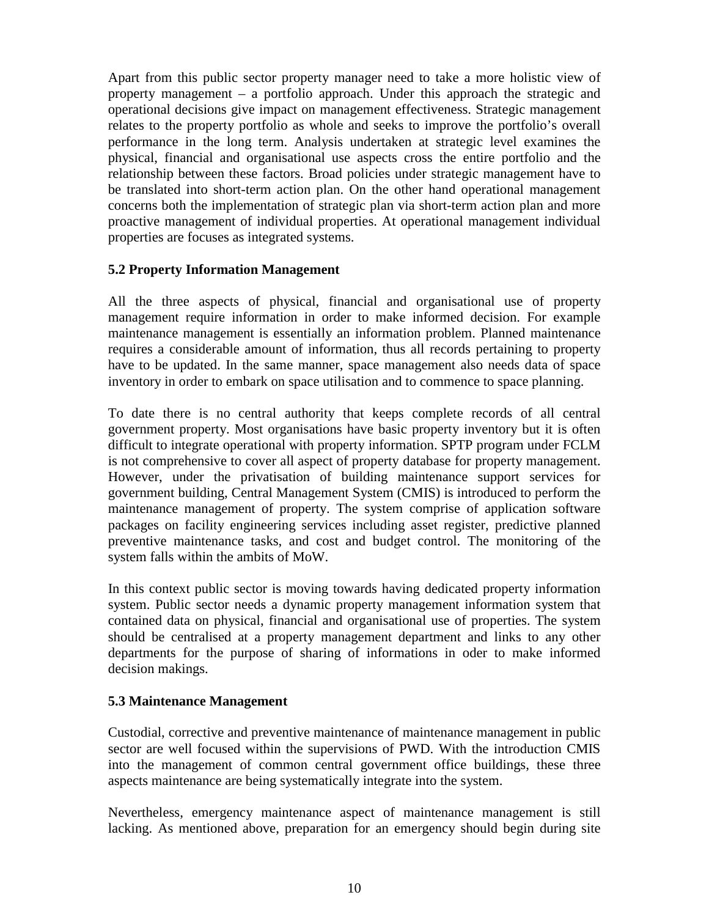Apart from this public sector property manager need to take a more holistic view of property management – a portfolio approach. Under this approach the strategic and operational decisions give impact on management effectiveness. Strategic management relates to the property portfolio as whole and seeks to improve the portfolio's overall performance in the long term. Analysis undertaken at strategic level examines the physical, financial and organisational use aspects cross the entire portfolio and the relationship between these factors. Broad policies under strategic management have to be translated into short-term action plan. On the other hand operational management concerns both the implementation of strategic plan via short-term action plan and more proactive management of individual properties. At operational management individual properties are focuses as integrated systems.

### 5.2 Property Information Management

All the three aspects of physical, financial and organisational use of property management require information in order to make informed decision. For example maintenance management is essentially an information problem. Planned maintenance requires a considerable amount of information, thus all records pertaining to property have to be updated. In the same manner, space management also needs data of space inventory in order to embark on space utilisation and to commence to space planning.

To date there is no central authority that keeps complete records of all central government property. Most organisations have basic property inventory but it is often difficult to integrate operational with property information. SPTP program under FCLM is not comprehensive to cover all aspect of property database for property management. However, under the privatisation of building maintenance support services for government building, Central Management System (CMIS) is introduced to perform the maintenance management of property. The system comprise of application software packages on facility engineering services including asset register, predictive planned preventive maintenance tasks, and cost and budget control. The monitoring of the system falls within the ambits of MoW.

In this context public sector is moving towards having dedicated property information system. Public sector needs a dynamic property management information system that contained data on physical, financial and organisational use of properties. The system should be centralised at a property management department and links to any other departments for the purpose of sharing of informations in oder to make informed decision makings.

### 5.3 Maintenance Management

Custodial, corrective and preventive maintenance of maintenance management in public sector are well focused within the supervisions of PWD. With the introduction CMIS into the management of common central government office buildings, these three aspects maintenance are being systematically integrate into the system.

Nevertheless, emergency maintenance aspect of maintenance management is still lacking. As mentioned above, preparation for an emergency should begin during site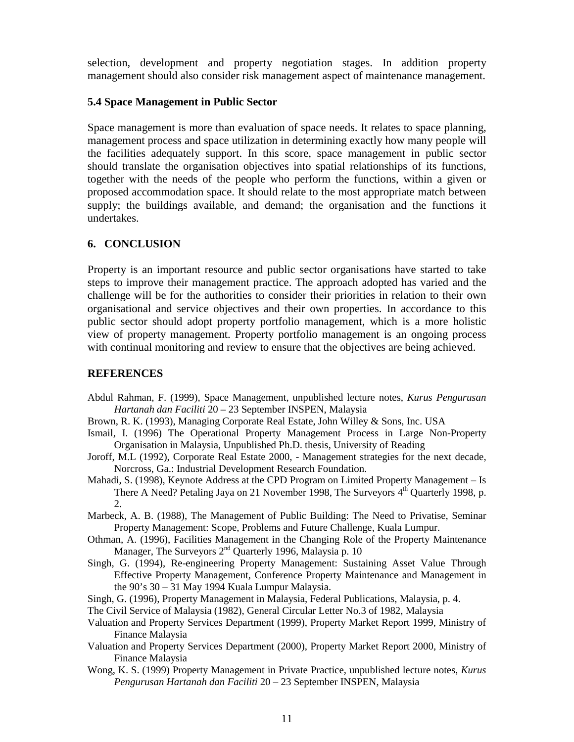selection, development and property negotiation stages. In addition property management should also consider risk management aspect of maintenance management.

### 5.4 Space Management in Public Sector

Space management is more than evaluation of space needs. It relates to space planning, management process and space utilization in determining exactly how many people will the facilities adequately support. In this score, space management in public sector should translate the organisation objectives into spatial relationships of its functions, together with the needs of the people who perform the functions, within a given or proposed accommodation space. It should relate to the most appropriate match between supply; the buildings available, and demand; the organisation and the functions it undertakes.

## 6. CONCLUSION

Property is an important resource and public sector organisations have started to take steps to improve their management practice. The approach adopted has varied and the challenge will be for the authorities to consider their priorities in relation to their own organisational and service objectives and their own properties. In accordance to this public sector should adopt property portfolio management, which is a more holistic view of property management. Property portfolio management is an ongoing process with continual monitoring and review to ensure that the objectives are being achieved.

## REFERENCES

Abdul Rahman, F. (1999), Space Management, unpublished lecture notes, *Kurus Pengurusan Hartanah dan Faciliti* 20 – 23 September INSPEN, Malaysia

Brown, R. K. (1993), Managing Corporate Real Estate, John Willey & Sons, Inc. USA

Ismail, I. (1996) The Operational Property Management Process in Large Non-Property Organisation in Malaysia, Unpublished Ph.D. thesis, University of Reading

Joroff, M.L (1992), Corporate Real Estate 2000, - Management strategies for the next decade, Norcross, Ga.: Industrial Development Research Foundation.

Mahadi, S. (1998), Keynote Address at the CPD Program on Limited Property Management – Is There A Need? Petaling Jaya on 21 November 1998, The Surveyors 4th Quarterly 1998, p. 2.

Marbeck, A. B. (1988), The Management of Public Building: The Need to Privatise, Seminar Property Management: Scope, Problems and Future Challenge, Kuala Lumpur.

Othman, A. (1996), Facilities Management in the Changing Role of the Property Maintenance Manager, The Surveyors 2nd Quarterly 1996, Malaysia p. 10

Singh, G. (1994), Re-engineering Property Management: Sustaining Asset Value Through Effective Property Management, Conference Property Maintenance and Management in the 90's 30 – 31 May 1994 Kuala Lumpur Malaysia.

Singh, G. (1996), Property Management in Malaysia, Federal Publications, Malaysia, p. 4.

The Civil Service of Malaysia (1982), General Circular Letter No.3 of 1982, Malaysia

Valuation and Property Services Department (1999), Property Market Report 1999, Ministry of Finance Malaysia

Valuation and Property Services Department (2000), Property Market Report 2000, Ministry of Finance Malaysia

Wong, K. S. (1999) Property Management in Private Practice, unpublished lecture notes, *Kurus Pengurusan Hartanah dan Faciliti* 20 – 23 September INSPEN, Malaysia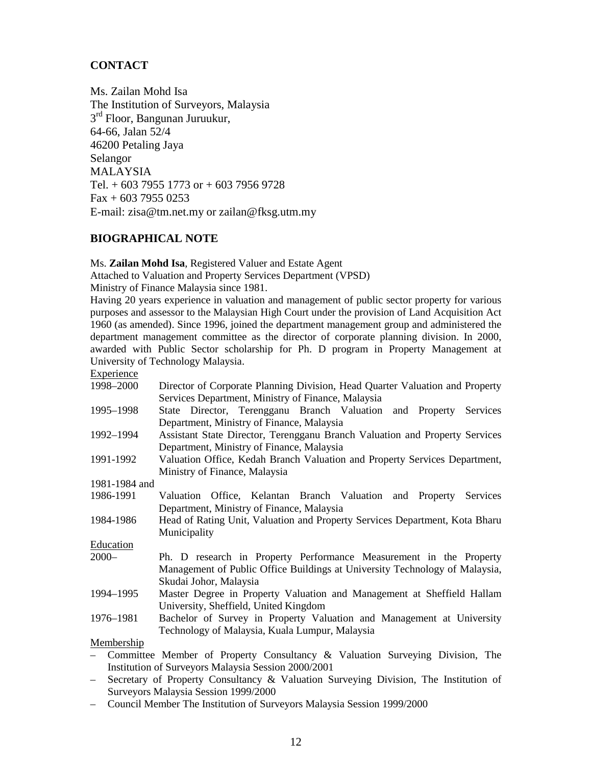## CONTACT

Ms. Zailan Mohd Isa
The Institution of Surveyors, Malaysia
3rd Floor, Bangunan Juruukur,
64-66, Jalan 52/4
46200 Petaling Jaya
Selangor
MALAYSIA
Tel. + 603 7955 1773 or + 603 7956 9728
Fax + 603 7955 0253
E-mail: zisa@tm.net.my or zailan@fksg.utm.my

## BIOGRAPHICAL NOTE

Ms. **Zailan Mohd Isa**, Registered Valuer and Estate Agent
Attached to Valuation and Property Services Department (VPSD)
Ministry of Finance Malaysia since 1981.
Having 20 years experience in valuation and management of public sector property for various purposes and assessor to the Malaysian High Court under the provision of Land Acquisition Act 1960 (as amended). Since 1996, joined the department management group and administered the department management committee as the director of corporate planning division. In 2000, awarded with Public Sector scholarship for Ph. D program in Property Management at University of Technology Malaysia.

Experience

| | |
|---|---|
| 1998–2000 | Director of Corporate Planning Division, Head Quarter Valuation and Property Services Department, Ministry of Finance, Malaysia |
| 1995–1998 | State Director, Terengganu Branch Valuation and Property Services Department, Ministry of Finance, Malaysia |
| 1992–1994 | Assistant State Director, Terengganu Branch Valuation and Property Services Department, Ministry of Finance, Malaysia |
| 1991-1992 | Valuation Office, Kedah Branch Valuation and Property Services Department, Ministry of Finance, Malaysia |
| 1981-1984 and 1986-1991 | Valuation Office, Kelantan Branch Valuation and Property Services Department, Ministry of Finance, Malaysia |
| 1984-1986 | Head of Rating Unit, Valuation and Property Services Department, Kota Bharu Municipality |

Education

| | |
|---|---|
| 2000– | Ph. D research in Property Performance Measurement in the Property Management of Public Office Buildings at University Technology of Malaysia, Skudai Johor, Malaysia |
| 1994–1995 | Master Degree in Property Valuation and Management at Sheffield Hallam University, Sheffield, United Kingdom |
| 1976–1981 | Bachelor of Survey in Property Valuation and Management at University Technology of Malaysia, Kuala Lumpur, Malaysia |

Membership

- Committee Member of Property Consultancy & Valuation Surveying Division, The Institution of Surveyors Malaysia Session 2000/2001
- Secretary of Property Consultancy & Valuation Surveying Division, The Institution of Surveyors Malaysia Session 1999/2000
- Council Member The Institution of Surveyors Malaysia Session 1999/2000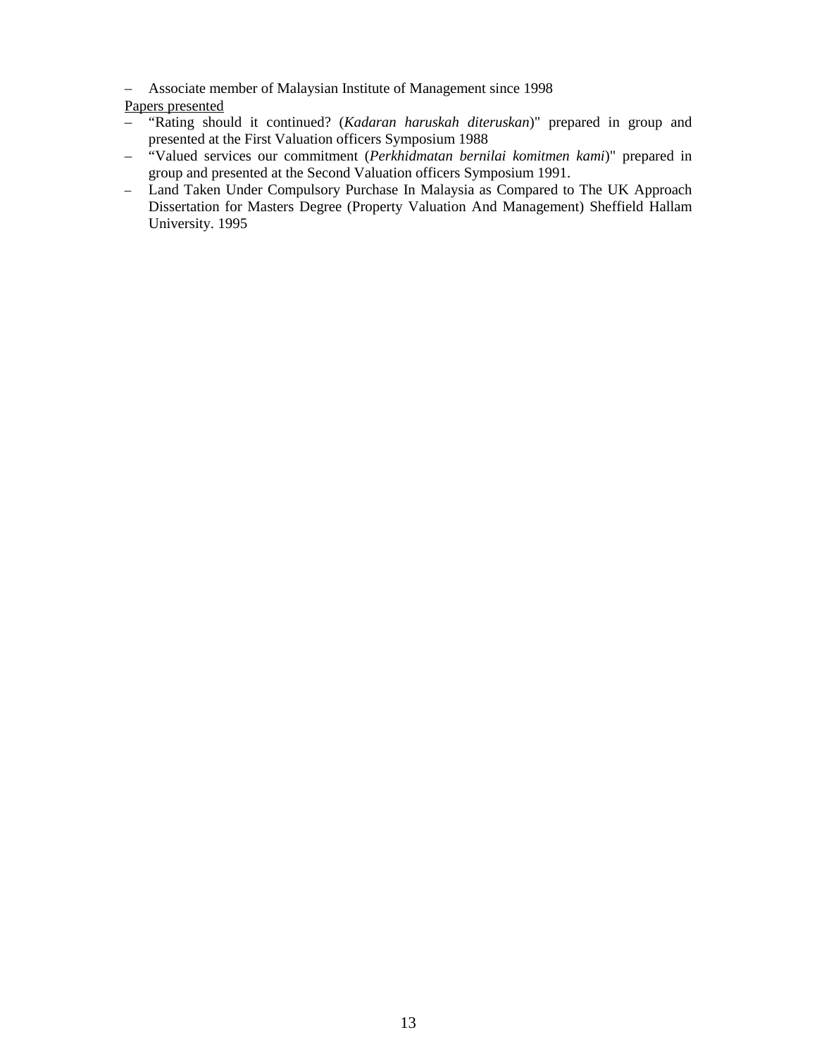– Associate member of Malaysian Institute of Management since 1998

Papers presented

– “Rating should it continued? (*Kadaran haruskah diteruskan*)" prepared in group and presented at the First Valuation officers Symposium 1988
– “Valued services our commitment (*Perkhidmatan bernilai komitmen kami*)" prepared in group and presented at the Second Valuation officers Symposium 1991.
– Land Taken Under Compulsory Purchase In Malaysia as Compared to The UK Approach Dissertation for Masters Degree (Property Valuation And Management) Sheffield Hallam University. 1995